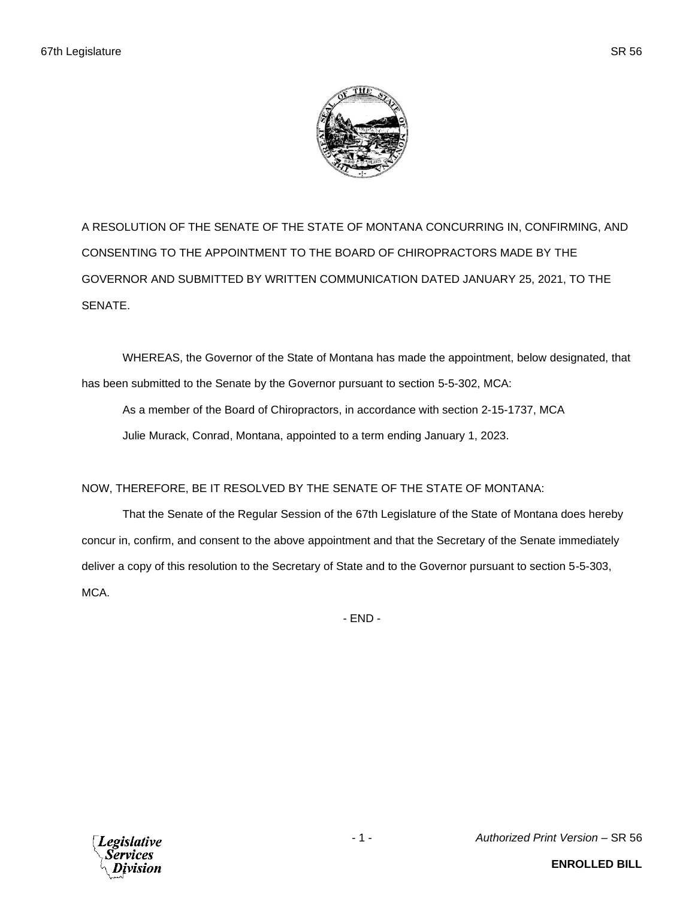A RESOLUTION OF THE SENATE OF THE STATE OF MONTANA CONCURRING IN, CONFIRMING, AND CONSENTING TO THE APPOINTMENT TO THE BOARD OF CHIROPRACTORS MADE BY THE GOVERNOR AND SUBMITTED BY WRITTEN COMMUNICATION DATED JANUARY 25, 2021, TO THE SENATE.

WHEREAS, the Governor of the State of Montana has made the appointment, below designated, that has been submitted to the Senate by the Governor pursuant to section 5-5-302, MCA:

As a member of the Board of Chiropractors, in accordance with section 2-15-1737, MCA

Julie Murack, Conrad, Montana, appointed to a term ending January 1, 2023.

NOW, THEREFORE, BE IT RESOLVED BY THE SENATE OF THE STATE OF MONTANA:

That the Senate of the Regular Session of the 67th Legislature of the State of Montana does hereby concur in, confirm, and consent to the above appointment and that the Secretary of the Senate immediately deliver a copy of this resolution to the Secretary of State and to the Governor pursuant to section 5-5-303, MCA.

- END -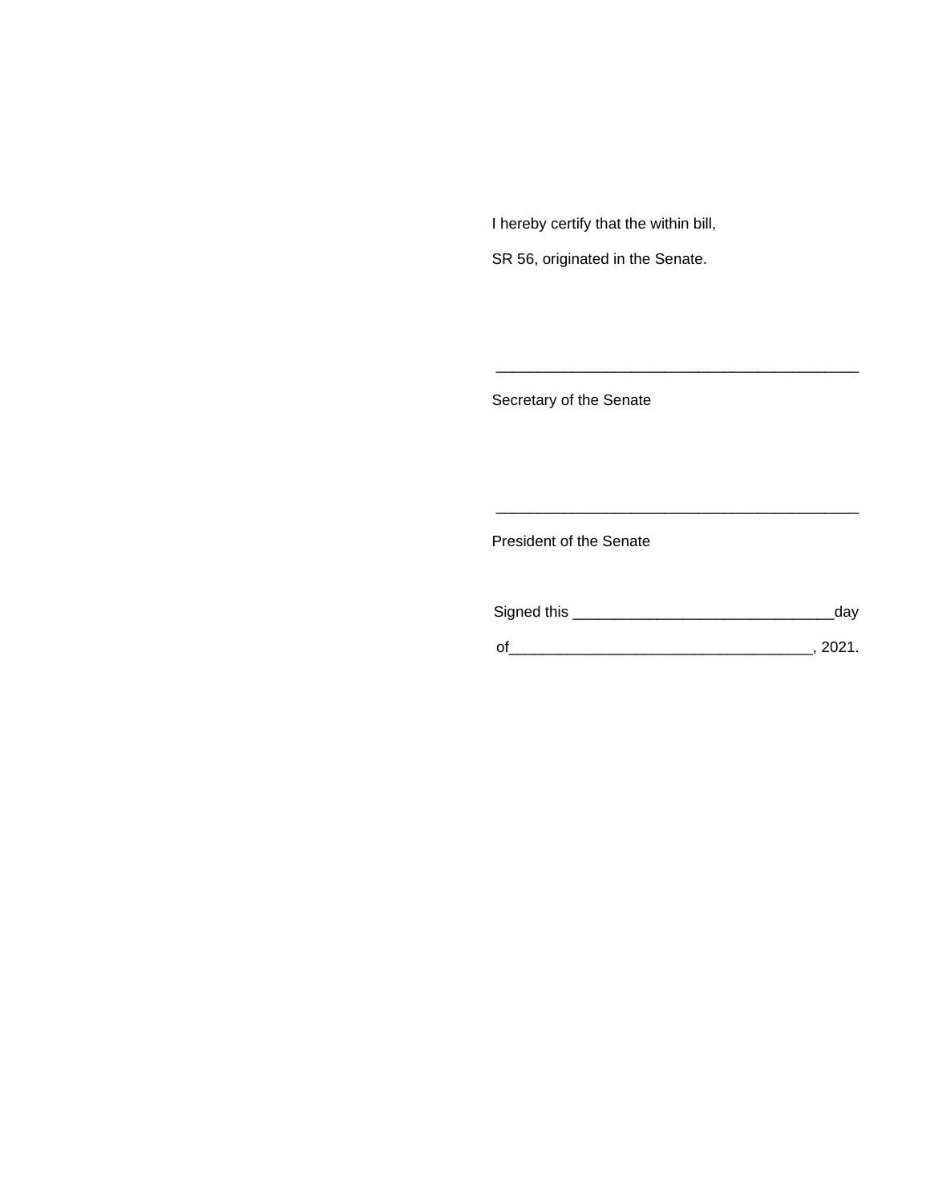I hereby certify that the within bill,

SR 56, originated in the Senate.

\_\_\_\_\_\_\_\_\_\_\_\_\_\_\_\_\_\_\_\_\_\_\_\_\_\_\_\_\_\_\_\_\_\_\_\_\_\_\_\_\_\_\_\_

Secretary of the Senate

\_\_\_\_\_\_\_\_\_\_\_\_\_\_\_\_\_\_\_\_\_\_\_\_\_\_\_\_\_\_\_\_\_\_\_\_\_\_\_\_\_\_\_\_

President of the Senate

Signed this \_\_\_\_\_\_\_\_\_\_\_\_\_\_\_\_\_\_\_\_\_\_\_\_\_\_\_\_\_\_\_day

of\_\_\_\_\_\_\_\_\_\_\_\_\_\_\_\_\_\_\_\_\_\_\_\_\_\_\_\_\_\_\_\_\_\_\_, 2021.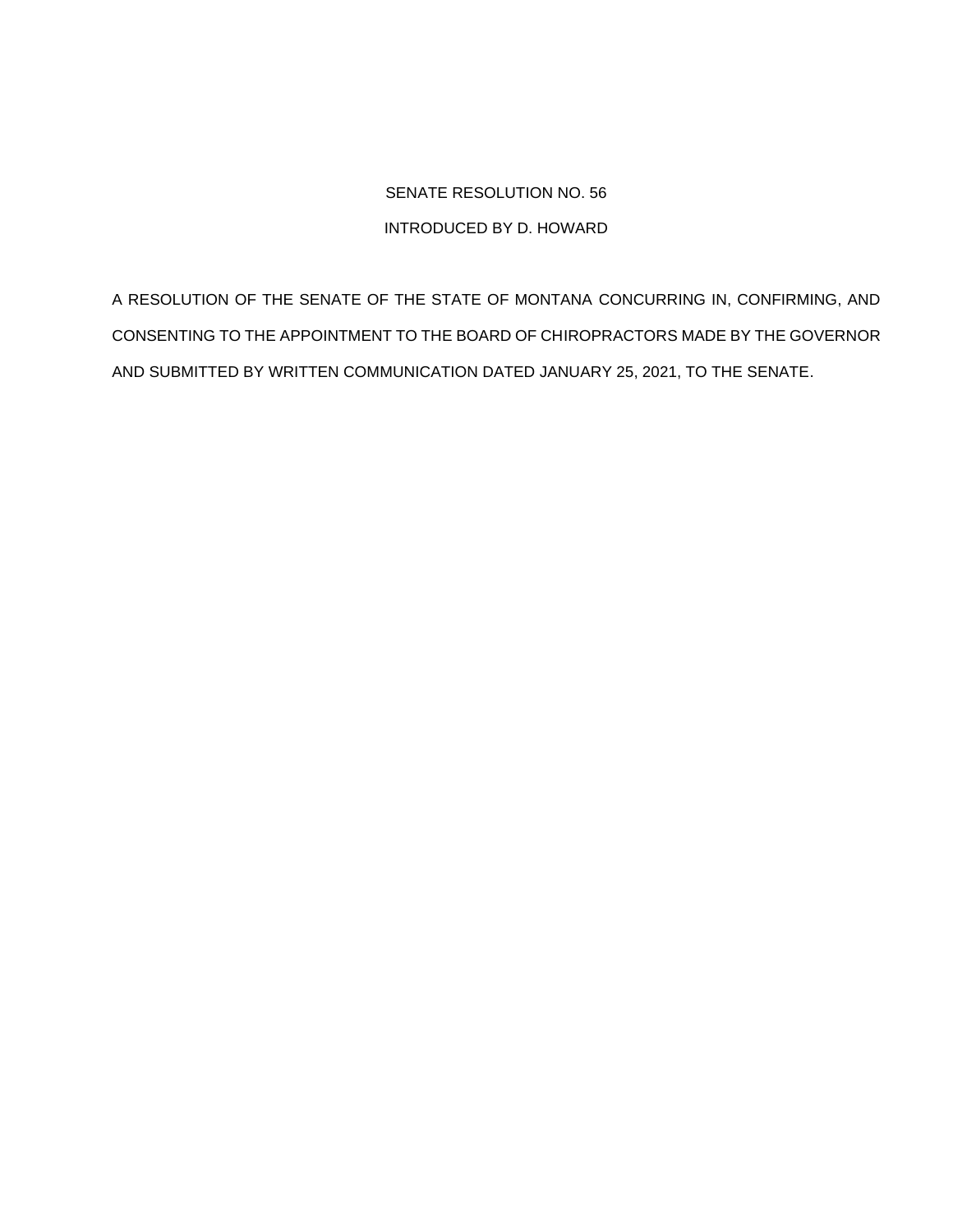SENATE RESOLUTION NO. 56

INTRODUCED BY D. HOWARD

A RESOLUTION OF THE SENATE OF THE STATE OF MONTANA CONCURRING IN, CONFIRMING, AND CONSENTING TO THE APPOINTMENT TO THE BOARD OF CHIROPRACTORS MADE BY THE GOVERNOR AND SUBMITTED BY WRITTEN COMMUNICATION DATED JANUARY 25, 2021, TO THE SENATE.